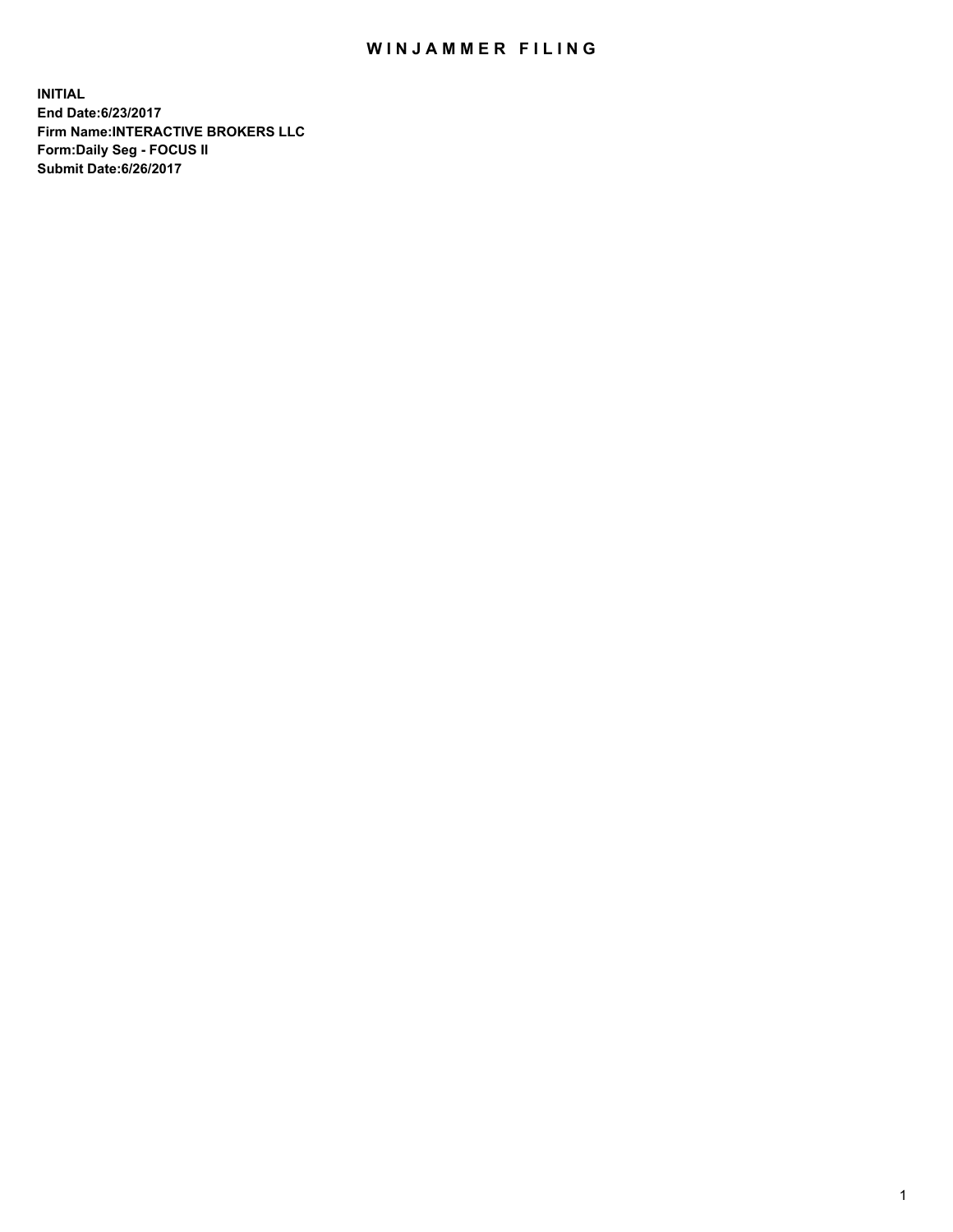# WINJAMMER FILING

**INITIAL**
**End Date:6/23/2017**
**Firm Name:INTERACTIVE BROKERS LLC**
**Form:Daily Seg - FOCUS II**
**Submit Date:6/26/2017**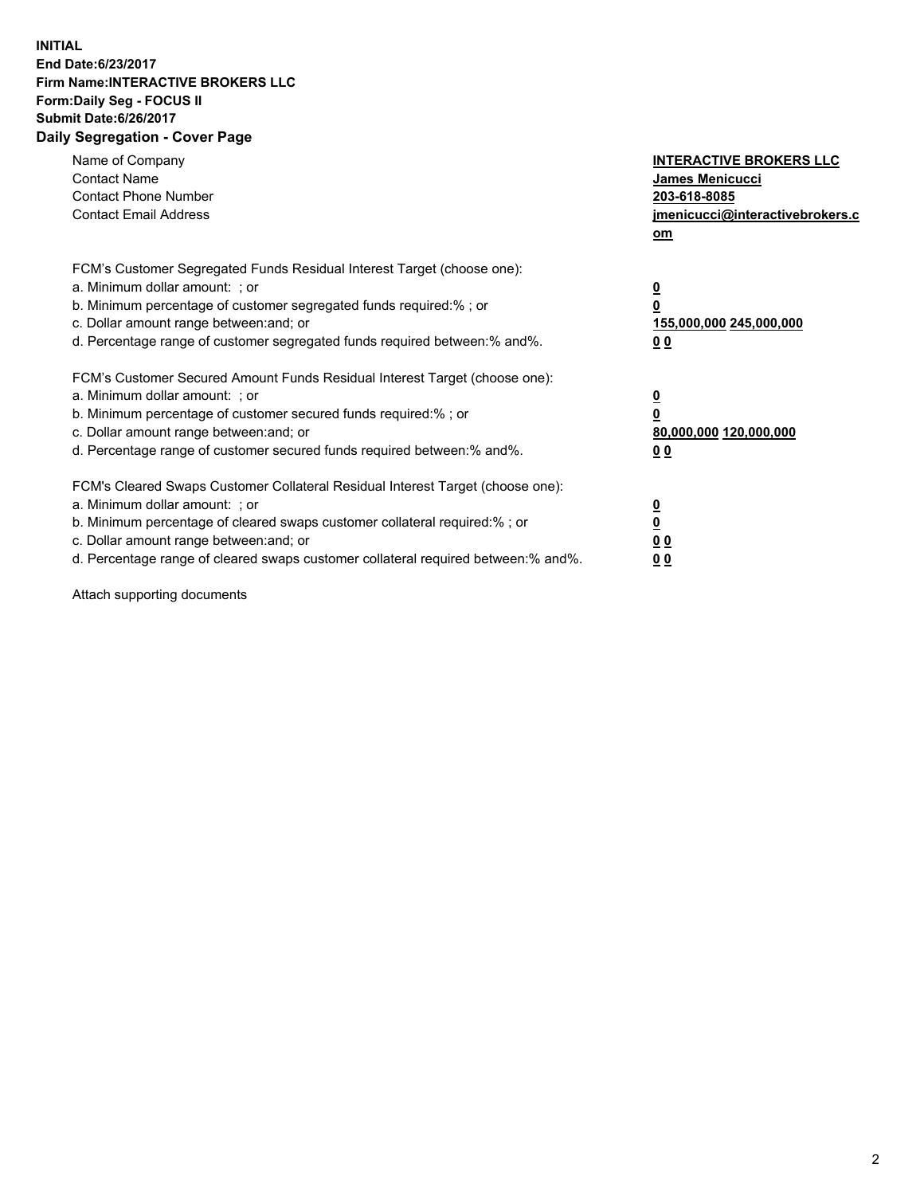**INITIAL**
**End Date:6/23/2017**
**Firm Name:INTERACTIVE BROKERS LLC**
**Form:Daily Seg - FOCUS II**
**Submit Date:6/26/2017**
**Daily Segregation - Cover Page**

| | |
|---|---|
| Name of Company | **INTERACTIVE BROKERS LLC** |
| Contact Name | **James Menicucci** |
| Contact Phone Number | **203-618-8085** |
| Contact Email Address | **jmenicucci@interactivebrokers.com** |

| | |
|---|---|
| FCM's Customer Segregated Funds Residual Interest Target (choose one): | |
| a. Minimum dollar amount: ; or | **0** |
| b. Minimum percentage of customer segregated funds required:% ; or | **0** |
| c. Dollar amount range between:and; or | **155,000,000 245,000,000** |
| d. Percentage range of customer segregated funds required between:% and%. | **0 0** |
| FCM's Customer Secured Amount Funds Residual Interest Target (choose one): | |
| a. Minimum dollar amount: ; or | **0** |
| b. Minimum percentage of customer secured funds required:% ; or | **0** |
| c. Dollar amount range between:and; or | **80,000,000 120,000,000** |
| d. Percentage range of customer secured funds required between:% and%. | **0 0** |
| FCM's Cleared Swaps Customer Collateral Residual Interest Target (choose one): | |
| a. Minimum dollar amount: ; or | **0** |
| b. Minimum percentage of cleared swaps customer collateral required:% ; or | **0** |
| c. Dollar amount range between:and; or | **0 0** |
| d. Percentage range of cleared swaps customer collateral required between:% and%. | **0 0** |

Attach supporting documents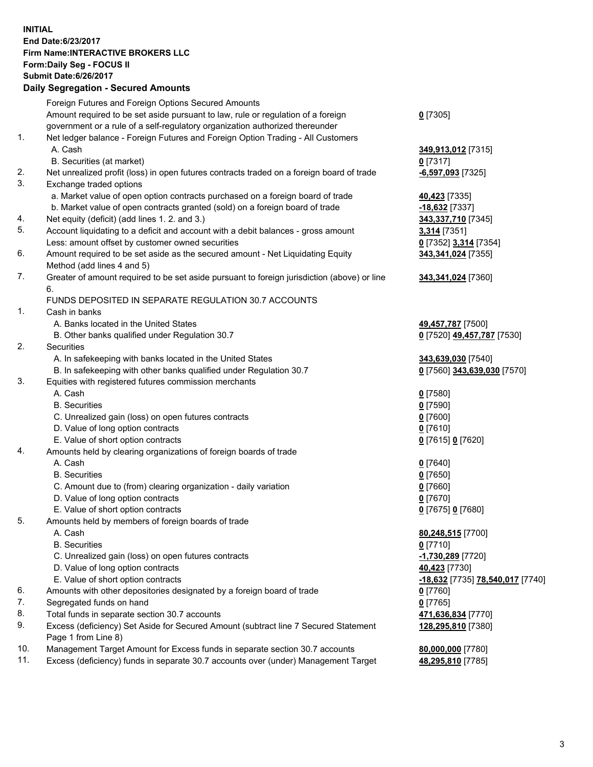**INITIAL**
**End Date:6/23/2017**
**Firm Name:INTERACTIVE BROKERS LLC**
**Form:Daily Seg - FOCUS II**
**Submit Date:6/26/2017**
**Daily Segregation - Secured Amounts**

| | | |
|---|---|---|
| | Foreign Futures and Foreign Options Secured Amounts | |
| | Amount required to be set aside pursuant to law, rule or regulation of a foreign government or a rule of a self-regulatory organization authorized thereunder | **0** [7305] |
| 1. | Net ledger balance - Foreign Futures and Foreign Option Trading - All Customers | |
| | A. Cash | **349,913,012** [7315] |
| | B. Securities (at market) | **0** [7317] |
| 2. | Net unrealized profit (loss) in open futures contracts traded on a foreign board of trade | **-6,597,093** [7325] |
| 3. | Exchange traded options | |
| | a. Market value of open option contracts purchased on a foreign board of trade | **40,423** [7335] |
| | b. Market value of open contracts granted (sold) on a foreign board of trade | **-18,632** [7337] |
| 4. | Net equity (deficit) (add lines 1. 2. and 3.) | **343,337,710** [7345] |
| 5. | Account liquidating to a deficit and account with a debit balances - gross amount | **3,314** [7351] |
| | Less: amount offset by customer owned securities | **0** [7352] **3,314** [7354] |
| 6. | Amount required to be set aside as the secured amount - Net Liquidating Equity Method (add lines 4 and 5) | **343,341,024** [7355] |
| 7. | Greater of amount required to be set aside pursuant to foreign jurisdiction (above) or line 6. | **343,341,024** [7360] |
| | FUNDS DEPOSITED IN SEPARATE REGULATION 30.7 ACCOUNTS | |
| 1. | Cash in banks | |
| | A. Banks located in the United States | **49,457,787** [7500] |
| | B. Other banks qualified under Regulation 30.7 | **0** [7520] **49,457,787** [7530] |
| 2. | Securities | |
| | A. In safekeeping with banks located in the United States | **343,639,030** [7540] |
| | B. In safekeeping with other banks qualified under Regulation 30.7 | **0** [7560] **343,639,030** [7570] |
| 3. | Equities with registered futures commission merchants | |
| | A. Cash | **0** [7580] |
| | B. Securities | **0** [7590] |
| | C. Unrealized gain (loss) on open futures contracts | **0** [7600] |
| | D. Value of long option contracts | **0** [7610] |
| | E. Value of short option contracts | **0** [7615] **0** [7620] |
| 4. | Amounts held by clearing organizations of foreign boards of trade | |
| | A. Cash | **0** [7640] |
| | B. Securities | **0** [7650] |
| | C. Amount due to (from) clearing organization - daily variation | **0** [7660] |
| | D. Value of long option contracts | **0** [7670] |
| | E. Value of short option contracts | **0** [7675] **0** [7680] |
| 5. | Amounts held by members of foreign boards of trade | |
| | A. Cash | **80,248,515** [7700] |
| | B. Securities | **0** [7710] |
| | C. Unrealized gain (loss) on open futures contracts | **-1,730,289** [7720] |
| | D. Value of long option contracts | **40,423** [7730] |
| | E. Value of short option contracts | **-18,632** [7735] **78,540,017** [7740] |
| 6. | Amounts with other depositories designated by a foreign board of trade | **0** [7760] |
| 7. | Segregated funds on hand | **0** [7765] |
| 8. | Total funds in separate section 30.7 accounts | **471,636,834** [7770] |
| 9. | Excess (deficiency) Set Aside for Secured Amount (subtract line 7 Secured Statement Page 1 from Line 8) | **128,295,810** [7380] |
| 10. | Management Target Amount for Excess funds in separate section 30.7 accounts | **80,000,000** [7780] |
| 11. | Excess (deficiency) funds in separate 30.7 accounts over (under) Management Target | **48,295,810** [7785] |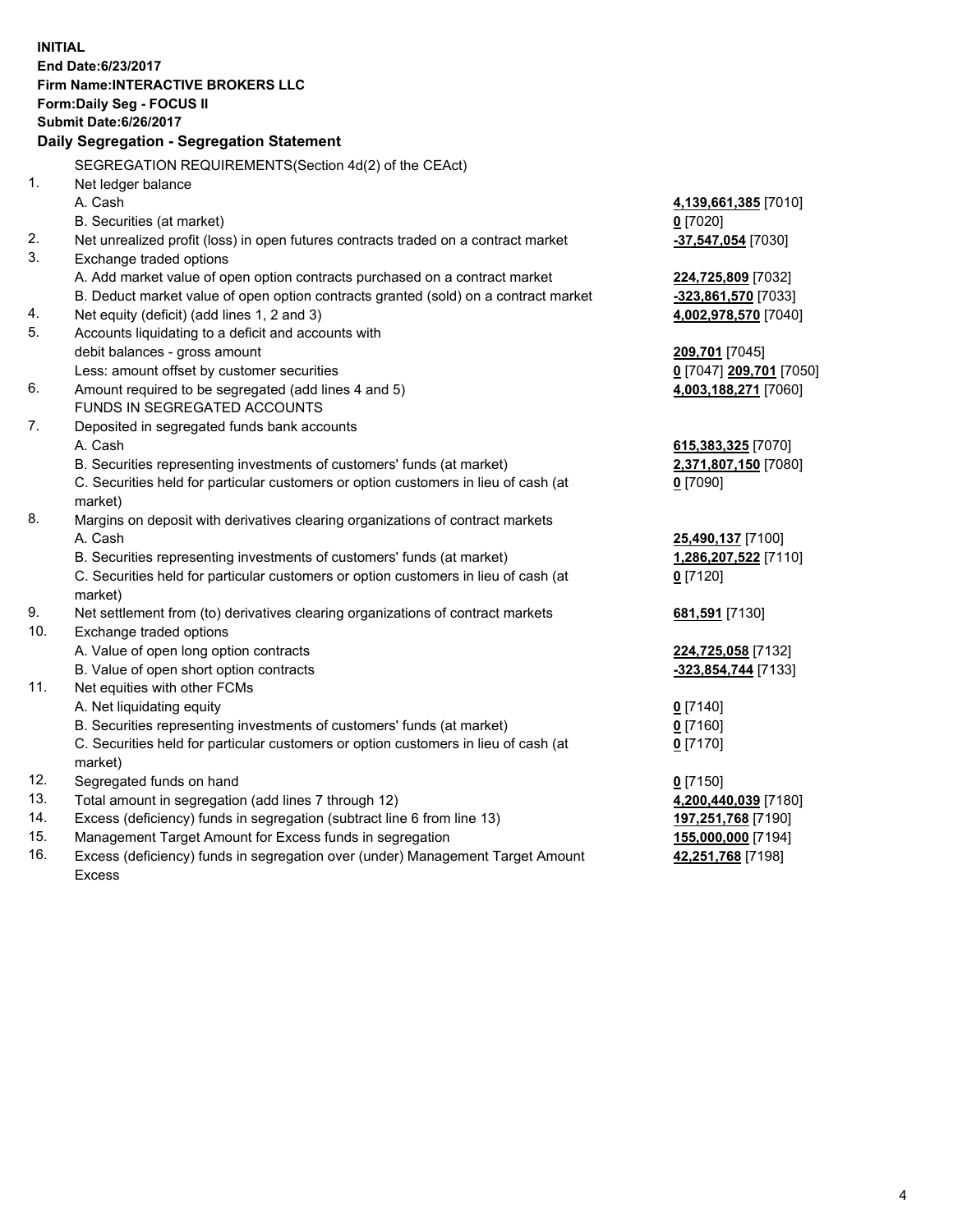**INITIAL**
**End Date:6/23/2017**
**Firm Name:INTERACTIVE BROKERS LLC**
**Form:Daily Seg - FOCUS II**
**Submit Date:6/26/2017**

## Daily Segregation - Segregation Statement

SEGREGATION REQUIREMENTS(Section 4d(2) of the CEAct)

| | | |
|---|---|---|
| 1. | Net ledger balance | |
| | A. Cash | **4,139,661,385** [7010] |
| | B. Securities (at market) | **0** [7020] |
| 2. | Net unrealized profit (loss) in open futures contracts traded on a contract market | **-37,547,054** [7030] |
| 3. | Exchange traded options | |
| | A. Add market value of open option contracts purchased on a contract market | **224,725,809** [7032] |
| | B. Deduct market value of open option contracts granted (sold) on a contract market | **-323,861,570** [7033] |
| 4. | Net equity (deficit) (add lines 1, 2 and 3) | **4,002,978,570** [7040] |
| 5. | Accounts liquidating to a deficit and accounts with | |
| | debit balances - gross amount | **209,701** [7045] |
| | Less: amount offset by customer securities | **0** [7047] **209,701** [7050] |
| 6. | Amount required to be segregated (add lines 4 and 5) | **4,003,188,271** [7060] |
| | FUNDS IN SEGREGATED ACCOUNTS | |
| 7. | Deposited in segregated funds bank accounts | |
| | A. Cash | **615,383,325** [7070] |
| | B. Securities representing investments of customers' funds (at market) | **2,371,807,150** [7080] |
| | C. Securities held for particular customers or option customers in lieu of cash (at market) | **0** [7090] |
| 8. | Margins on deposit with derivatives clearing organizations of contract markets | |
| | A. Cash | **25,490,137** [7100] |
| | B. Securities representing investments of customers' funds (at market) | **1,286,207,522** [7110] |
| | C. Securities held for particular customers or option customers in lieu of cash (at market) | **0** [7120] |
| 9. | Net settlement from (to) derivatives clearing organizations of contract markets | **681,591** [7130] |
| 10. | Exchange traded options | |
| | A. Value of open long option contracts | **224,725,058** [7132] |
| | B. Value of open short option contracts | **-323,854,744** [7133] |
| 11. | Net equities with other FCMs | |
| | A. Net liquidating equity | **0** [7140] |
| | B. Securities representing investments of customers' funds (at market) | **0** [7160] |
| | C. Securities held for particular customers or option customers in lieu of cash (at market) | **0** [7170] |
| 12. | Segregated funds on hand | **0** [7150] |
| 13. | Total amount in segregation (add lines 7 through 12) | **4,200,440,039** [7180] |
| 14. | Excess (deficiency) funds in segregation (subtract line 6 from line 13) | **197,251,768** [7190] |
| 15. | Management Target Amount for Excess funds in segregation | **155,000,000** [7194] |
| 16. | Excess (deficiency) funds in segregation over (under) Management Target Amount Excess | **42,251,768** [7198] |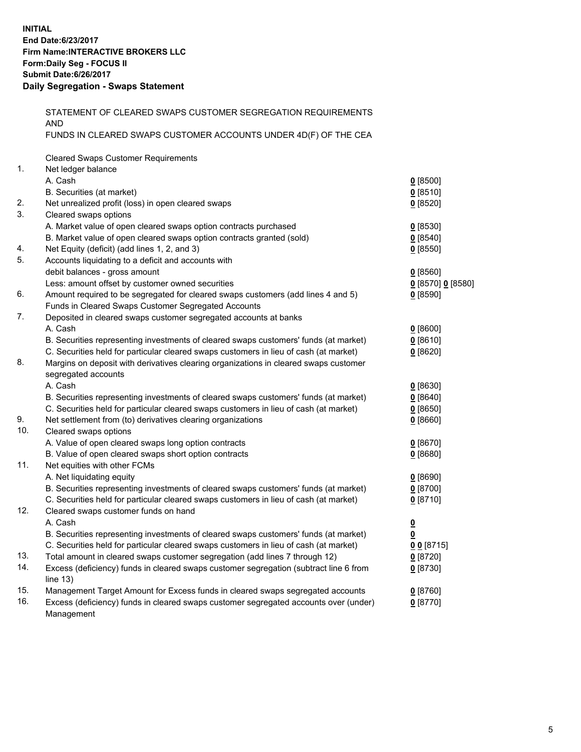**INITIAL**
**End Date:6/23/2017**
**Firm Name:INTERACTIVE BROKERS LLC**
**Form:Daily Seg - FOCUS II**
**Submit Date:6/26/2017**
**Daily Segregation - Swaps Statement**

STATEMENT OF CLEARED SWAPS CUSTOMER SEGREGATION REQUIREMENTS AND FUNDS IN CLEARED SWAPS CUSTOMER ACCOUNTS UNDER 4D(F) OF THE CEA

| | | |
|---|---|---|
| | Cleared Swaps Customer Requirements | |
| 1. | Net ledger balance | |
| | A. Cash | 0 [8500] |
| | B. Securities (at market) | 0 [8510] |
| 2. | Net unrealized profit (loss) in open cleared swaps | 0 [8520] |
| 3. | Cleared swaps options | |
| | A. Market value of open cleared swaps option contracts purchased | 0 [8530] |
| | B. Market value of open cleared swaps option contracts granted (sold) | 0 [8540] |
| 4. | Net Equity (deficit) (add lines 1, 2, and 3) | 0 [8550] |
| 5. | Accounts liquidating to a deficit and accounts with debit balances - gross amount | 0 [8560] |
| | Less: amount offset by customer owned securities | 0 [8570] 0 [8580] |
| 6. | Amount required to be segregated for cleared swaps customers (add lines 4 and 5) | 0 [8590] |
| | Funds in Cleared Swaps Customer Segregated Accounts | |
| 7. | Deposited in cleared swaps customer segregated accounts at banks | |
| | A. Cash | 0 [8600] |
| | B. Securities representing investments of cleared swaps customers' funds (at market) | 0 [8610] |
| | C. Securities held for particular cleared swaps customers in lieu of cash (at market) | 0 [8620] |
| 8. | Margins on deposit with derivatives clearing organizations in cleared swaps customer segregated accounts | |
| | A. Cash | 0 [8630] |
| | B. Securities representing investments of cleared swaps customers' funds (at market) | 0 [8640] |
| | C. Securities held for particular cleared swaps customers in lieu of cash (at market) | 0 [8650] |
| 9. | Net settlement from (to) derivatives clearing organizations | 0 [8660] |
| 10. | Cleared swaps options | |
| | A. Value of open cleared swaps long option contracts | 0 [8670] |
| | B. Value of open cleared swaps short option contracts | 0 [8680] |
| 11. | Net equities with other FCMs | |
| | A. Net liquidating equity | 0 [8690] |
| | B. Securities representing investments of cleared swaps customers' funds (at market) | 0 [8700] |
| | C. Securities held for particular cleared swaps customers in lieu of cash (at market) | 0 [8710] |
| 12. | Cleared swaps customer funds on hand | |
| | A. Cash | 0 |
| | B. Securities representing investments of cleared swaps customers' funds (at market) | 0 |
| | C. Securities held for particular cleared swaps customers in lieu of cash (at market) | 0 0 [8715] |
| 13. | Total amount in cleared swaps customer segregation (add lines 7 through 12) | 0 [8720] |
| 14. | Excess (deficiency) funds in cleared swaps customer segregation (subtract line 6 from line 13) | 0 [8730] |
| 15. | Management Target Amount for Excess funds in cleared swaps segregated accounts | 0 [8760] |
| 16. | Excess (deficiency) funds in cleared swaps customer segregated accounts over (under) Management | 0 [8770] |